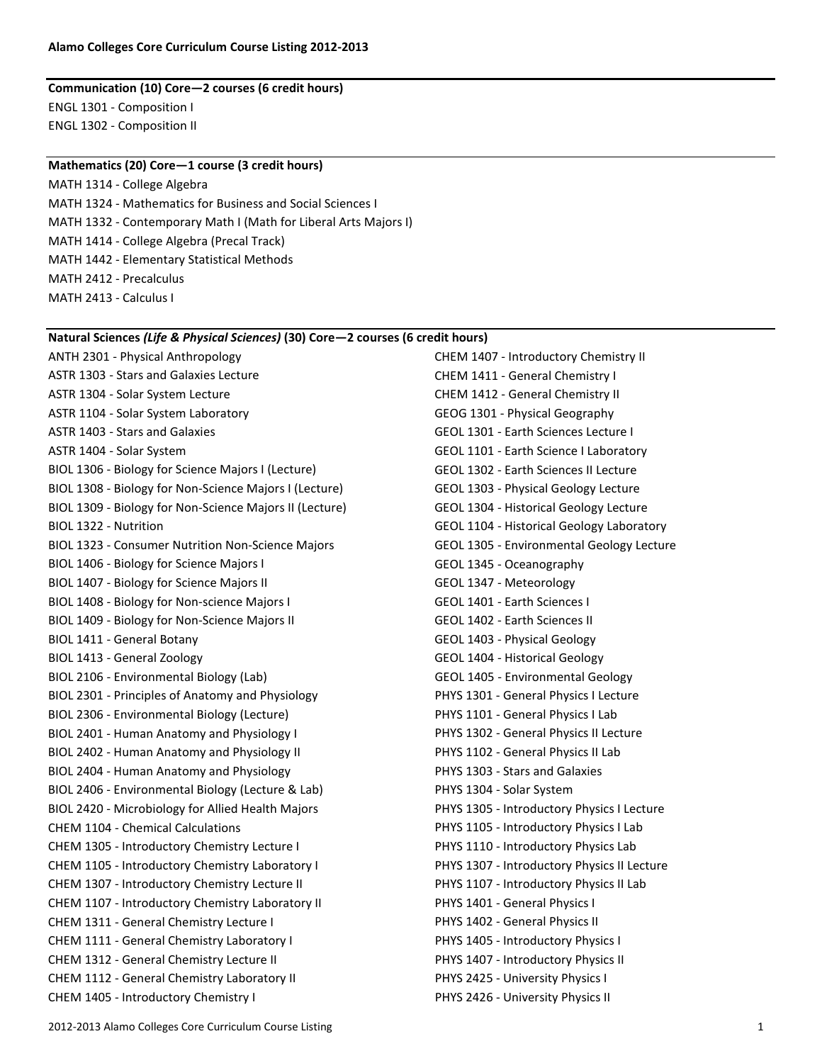# Alamo Colleges Core Curriculum Course Listing 2012-2013

## Communication (10) Core—2 courses (6 credit hours)

ENGL 1301 - Composition I
ENGL 1302 - Composition II

## Mathematics (20) Core—1 course (3 credit hours)

MATH 1314 - College Algebra
MATH 1324 - Mathematics for Business and Social Sciences I
MATH 1332 - Contemporary Math I (Math for Liberal Arts Majors I)
MATH 1414 - College Algebra (Precal Track)
MATH 1442 - Elementary Statistical Methods
MATH 2412 - Precalculus
MATH 2413 - Calculus I

## Natural Sciences *(Life & Physical Sciences)* (30) Core—2 courses (6 credit hours)

ANTH 2301 - Physical Anthropology
ASTR 1303 - Stars and Galaxies Lecture
ASTR 1304 - Solar System Lecture
ASTR 1104 - Solar System Laboratory
ASTR 1403 - Stars and Galaxies
ASTR 1404 - Solar System
BIOL 1306 - Biology for Science Majors I (Lecture)
BIOL 1308 - Biology for Non-Science Majors I (Lecture)
BIOL 1309 - Biology for Non-Science Majors II (Lecture)
BIOL 1322 - Nutrition
BIOL 1323 - Consumer Nutrition Non-Science Majors
BIOL 1406 - Biology for Science Majors I
BIOL 1407 - Biology for Science Majors II
BIOL 1408 - Biology for Non-science Majors I
BIOL 1409 - Biology for Non-Science Majors II
BIOL 1411 - General Botany
BIOL 1413 - General Zoology
BIOL 2106 - Environmental Biology (Lab)
BIOL 2301 - Principles of Anatomy and Physiology
BIOL 2306 - Environmental Biology (Lecture)
BIOL 2401 - Human Anatomy and Physiology I
BIOL 2402 - Human Anatomy and Physiology II
BIOL 2404 - Human Anatomy and Physiology
BIOL 2406 - Environmental Biology (Lecture & Lab)
BIOL 2420 - Microbiology for Allied Health Majors
CHEM 1104 - Chemical Calculations
CHEM 1305 - Introductory Chemistry Lecture I
CHEM 1105 - Introductory Chemistry Laboratory I
CHEM 1307 - Introductory Chemistry Lecture II
CHEM 1107 - Introductory Chemistry Laboratory II
CHEM 1311 - General Chemistry Lecture I
CHEM 1111 - General Chemistry Laboratory I
CHEM 1312 - General Chemistry Lecture II
CHEM 1112 - General Chemistry Laboratory II
CHEM 1405 - Introductory Chemistry I
CHEM 1407 - Introductory Chemistry II
CHEM 1411 - General Chemistry I
CHEM 1412 - General Chemistry II
GEOG 1301 - Physical Geography
GEOL 1301 - Earth Sciences Lecture I
GEOL 1101 - Earth Science I Laboratory
GEOL 1302 - Earth Sciences II Lecture
GEOL 1303 - Physical Geology Lecture
GEOL 1304 - Historical Geology Lecture
GEOL 1104 - Historical Geology Laboratory
GEOL 1305 - Environmental Geology Lecture
GEOL 1345 - Oceanography
GEOL 1347 - Meteorology
GEOL 1401 - Earth Sciences I
GEOL 1402 - Earth Sciences II
GEOL 1403 - Physical Geology
GEOL 1404 - Historical Geology
GEOL 1405 - Environmental Geology
PHYS 1301 - General Physics I Lecture
PHYS 1101 - General Physics I Lab
PHYS 1302 - General Physics II Lecture
PHYS 1102 - General Physics II Lab
PHYS 1303 - Stars and Galaxies
PHYS 1304 - Solar System
PHYS 1305 - Introductory Physics I Lecture
PHYS 1105 - Introductory Physics I Lab
PHYS 1110 - Introductory Physics Lab
PHYS 1307 - Introductory Physics II Lecture
PHYS 1107 - Introductory Physics II Lab
PHYS 1401 - General Physics I
PHYS 1402 - General Physics II
PHYS 1405 - Introductory Physics I
PHYS 1407 - Introductory Physics II
PHYS 2425 - University Physics I
PHYS 2426 - University Physics II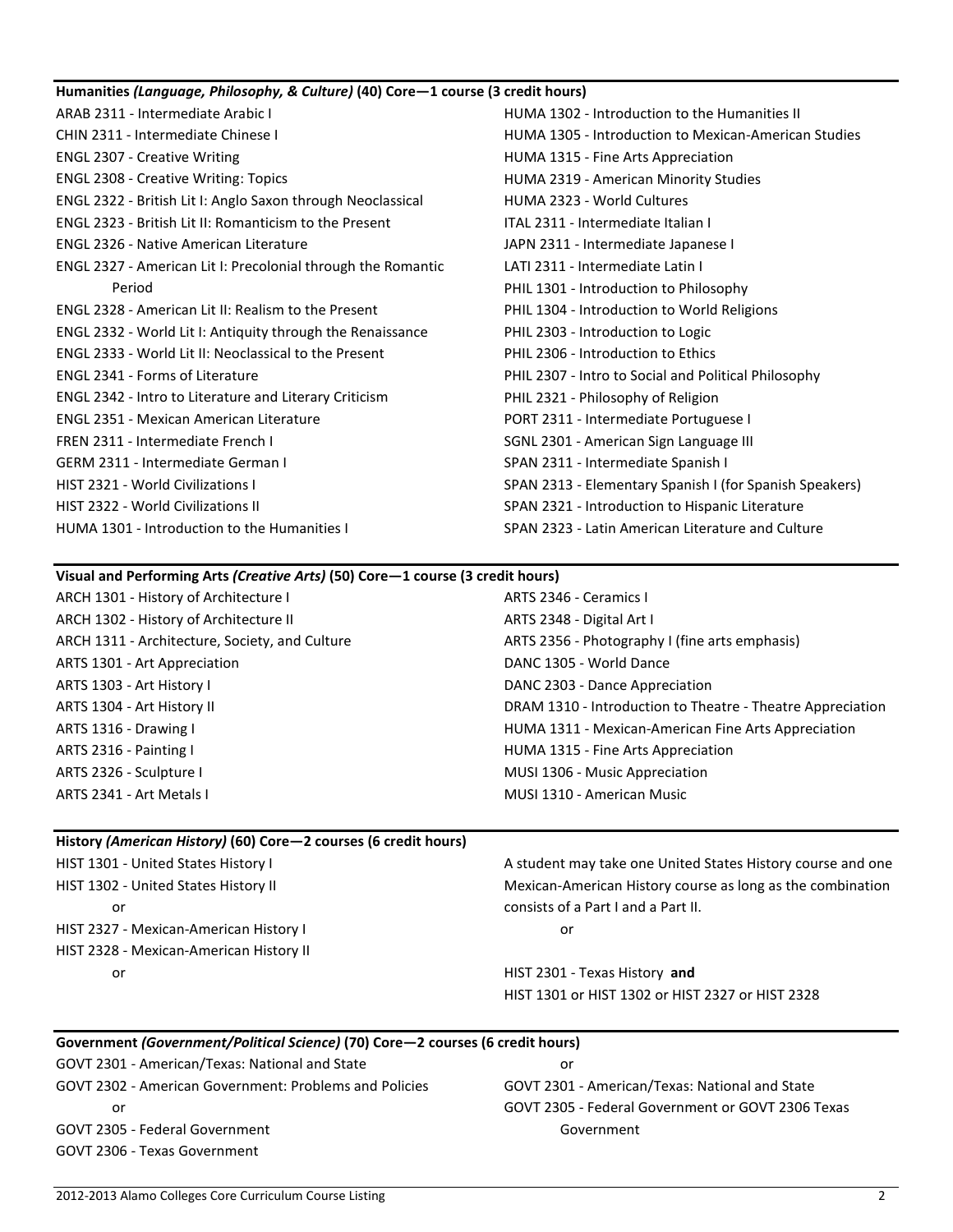### Humanities *(Language, Philosophy, & Culture)* (40) Core—1 course (3 credit hours)

ARAB 2311 - Intermediate Arabic I
CHIN 2311 - Intermediate Chinese I
ENGL 2307 - Creative Writing
ENGL 2308 - Creative Writing: Topics
ENGL 2322 - British Lit I: Anglo Saxon through Neoclassical
ENGL 2323 - British Lit II: Romanticism to the Present
ENGL 2326 - Native American Literature
ENGL 2327 - American Lit I: Precolonial through the Romantic Period
ENGL 2328 - American Lit II: Realism to the Present
ENGL 2332 - World Lit I: Antiquity through the Renaissance
ENGL 2333 - World Lit II: Neoclassical to the Present
ENGL 2341 - Forms of Literature
ENGL 2342 - Intro to Literature and Literary Criticism
ENGL 2351 - Mexican American Literature
FREN 2311 - Intermediate French I
GERM 2311 - Intermediate German I
HIST 2321 - World Civilizations I
HIST 2322 - World Civilizations II
HUMA 1301 - Introduction to the Humanities I
HUMA 1302 - Introduction to the Humanities II
HUMA 1305 - Introduction to Mexican-American Studies
HUMA 1315 - Fine Arts Appreciation
HUMA 2319 - American Minority Studies
HUMA 2323 - World Cultures
ITAL 2311 - Intermediate Italian I
JAPN 2311 - Intermediate Japanese I
LATI 2311 - Intermediate Latin I
PHIL 1301 - Introduction to Philosophy
PHIL 1304 - Introduction to World Religions
PHIL 2303 - Introduction to Logic
PHIL 2306 - Introduction to Ethics
PHIL 2307 - Intro to Social and Political Philosophy
PHIL 2321 - Philosophy of Religion
PORT 2311 - Intermediate Portuguese I
SGNL 2301 - American Sign Language III
SPAN 2311 - Intermediate Spanish I
SPAN 2313 - Elementary Spanish I (for Spanish Speakers)
SPAN 2321 - Introduction to Hispanic Literature
SPAN 2323 - Latin American Literature and Culture

### Visual and Performing Arts *(Creative Arts)* (50) Core—1 course (3 credit hours)

ARCH 1301 - History of Architecture I
ARCH 1302 - History of Architecture II
ARCH 1311 - Architecture, Society, and Culture
ARTS 1301 - Art Appreciation
ARTS 1303 - Art History I
ARTS 1304 - Art History II
ARTS 1316 - Drawing I
ARTS 2316 - Painting I
ARTS 2326 - Sculpture I
ARTS 2341 - Art Metals I
ARTS 2346 - Ceramics I
ARTS 2348 - Digital Art I
ARTS 2356 - Photography I (fine arts emphasis)
DANC 1305 - World Dance
DANC 2303 - Dance Appreciation
DRAM 1310 - Introduction to Theatre - Theatre Appreciation
HUMA 1311 - Mexican-American Fine Arts Appreciation
HUMA 1315 - Fine Arts Appreciation
MUSI 1306 - Music Appreciation
MUSI 1310 - American Music

### History *(American History)* (60) Core—2 courses (6 credit hours)

HIST 1301 - United States History I
HIST 1302 - United States History II

or

HIST 2327 - Mexican-American History I
HIST 2328 - Mexican-American History II

or

A student may take one United States History course and one Mexican-American History course as long as the combination consists of a Part I and a Part II.

or

HIST 2301 - Texas History **and**
HIST 1301 or HIST 1302 or HIST 2327 or HIST 2328

### Government *(Government/Political Science)* (70) Core—2 courses (6 credit hours)

GOVT 2301 - American/Texas: National and State
GOVT 2302 - American Government: Problems and Policies

or

GOVT 2305 - Federal Government
GOVT 2306 - Texas Government

or

GOVT 2301 - American/Texas: National and State
GOVT 2305 - Federal Government or GOVT 2306 Texas Government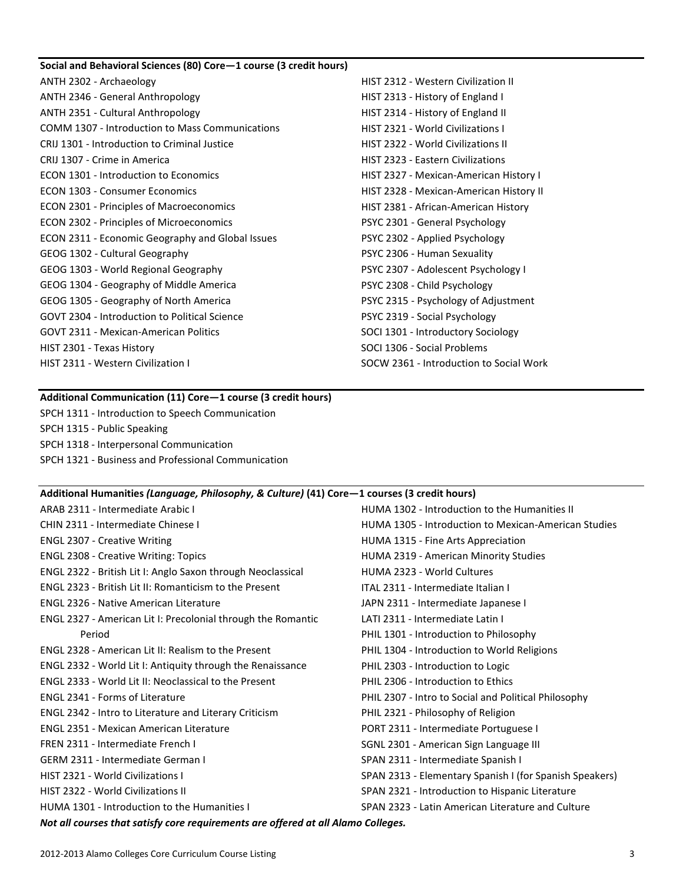**Social and Behavioral Sciences (80) Core—1 course (3 credit hours)**

ANTH 2302 - Archaeology
ANTH 2346 - General Anthropology
ANTH 2351 - Cultural Anthropology
COMM 1307 - Introduction to Mass Communications
CRIJ 1301 - Introduction to Criminal Justice
CRIJ 1307 - Crime in America
ECON 1301 - Introduction to Economics
ECON 1303 - Consumer Economics
ECON 2301 - Principles of Macroeconomics
ECON 2302 - Principles of Microeconomics
ECON 2311 - Economic Geography and Global Issues
GEOG 1302 - Cultural Geography
GEOG 1303 - World Regional Geography
GEOG 1304 - Geography of Middle America
GEOG 1305 - Geography of North America
GOVT 2304 - Introduction to Political Science
GOVT 2311 - Mexican-American Politics
HIST 2301 - Texas History
HIST 2311 - Western Civilization I
HIST 2312 - Western Civilization II
HIST 2313 - History of England I
HIST 2314 - History of England II
HIST 2321 - World Civilizations I
HIST 2322 - World Civilizations II
HIST 2323 - Eastern Civilizations
HIST 2327 - Mexican-American History I
HIST 2328 - Mexican-American History II
HIST 2381 - African-American History
PSYC 2301 - General Psychology
PSYC 2302 - Applied Psychology
PSYC 2306 - Human Sexuality
PSYC 2307 - Adolescent Psychology I
PSYC 2308 - Child Psychology
PSYC 2315 - Psychology of Adjustment
PSYC 2319 - Social Psychology
SOCI 1301 - Introductory Sociology
SOCI 1306 - Social Problems
SOCW 2361 - Introduction to Social Work

**Additional Communication (11) Core—1 course (3 credit hours)**

SPCH 1311 - Introduction to Speech Communication
SPCH 1315 - Public Speaking
SPCH 1318 - Interpersonal Communication
SPCH 1321 - Business and Professional Communication

**Additional Humanities *(Language, Philosophy, & Culture)* (41) Core—1 courses (3 credit hours)**

ARAB 2311 - Intermediate Arabic I
CHIN 2311 - Intermediate Chinese I
ENGL 2307 - Creative Writing
ENGL 2308 - Creative Writing: Topics
ENGL 2322 - British Lit I: Anglo Saxon through Neoclassical
ENGL 2323 - British Lit II: Romanticism to the Present
ENGL 2326 - Native American Literature
ENGL 2327 - American Lit I: Precolonial through the Romantic Period
ENGL 2328 - American Lit II: Realism to the Present
ENGL 2332 - World Lit I: Antiquity through the Renaissance
ENGL 2333 - World Lit II: Neoclassical to the Present
ENGL 2341 - Forms of Literature
ENGL 2342 - Intro to Literature and Literary Criticism
ENGL 2351 - Mexican American Literature
FREN 2311 - Intermediate French I
GERM 2311 - Intermediate German I
HIST 2321 - World Civilizations I
HIST 2322 - World Civilizations II
HUMA 1301 - Introduction to the Humanities I
HUMA 1302 - Introduction to the Humanities II
HUMA 1305 - Introduction to Mexican-American Studies
HUMA 1315 - Fine Arts Appreciation
HUMA 2319 - American Minority Studies
HUMA 2323 - World Cultures
ITAL 2311 - Intermediate Italian I
JAPN 2311 - Intermediate Japanese I
LATI 2311 - Intermediate Latin I
PHIL 1301 - Introduction to Philosophy
PHIL 1304 - Introduction to World Religions
PHIL 2303 - Introduction to Logic
PHIL 2306 - Introduction to Ethics
PHIL 2307 - Intro to Social and Political Philosophy
PHIL 2321 - Philosophy of Religion
PORT 2311 - Intermediate Portuguese I
SGNL 2301 - American Sign Language III
SPAN 2311 - Intermediate Spanish I
SPAN 2313 - Elementary Spanish I (for Spanish Speakers)
SPAN 2321 - Introduction to Hispanic Literature
SPAN 2323 - Latin American Literature and Culture

***Not all courses that satisfy core requirements are offered at all Alamo Colleges.***